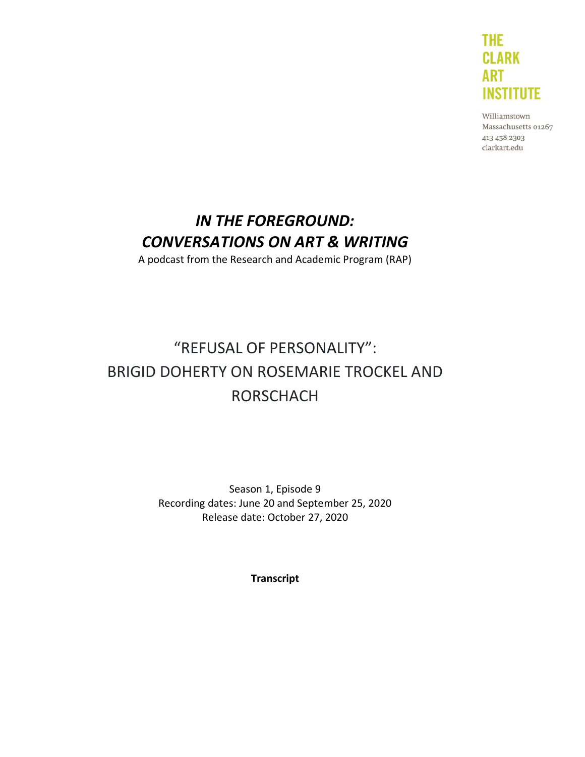THE
CLARK
ART
INSTITUTE

Williamstown
Massachusetts 01267
413 458 2303
clarkart.edu

# *IN THE FOREGROUND: CONVERSATIONS ON ART & WRITING*

A podcast from the Research and Academic Program (RAP)

# "REFUSAL OF PERSONALITY": BRIGID DOHERTY ON ROSEMARIE TROCKEL AND RORSCHACH

Season 1, Episode 9
Recording dates: June 20 and September 25, 2020
Release date: October 27, 2020

**Transcript**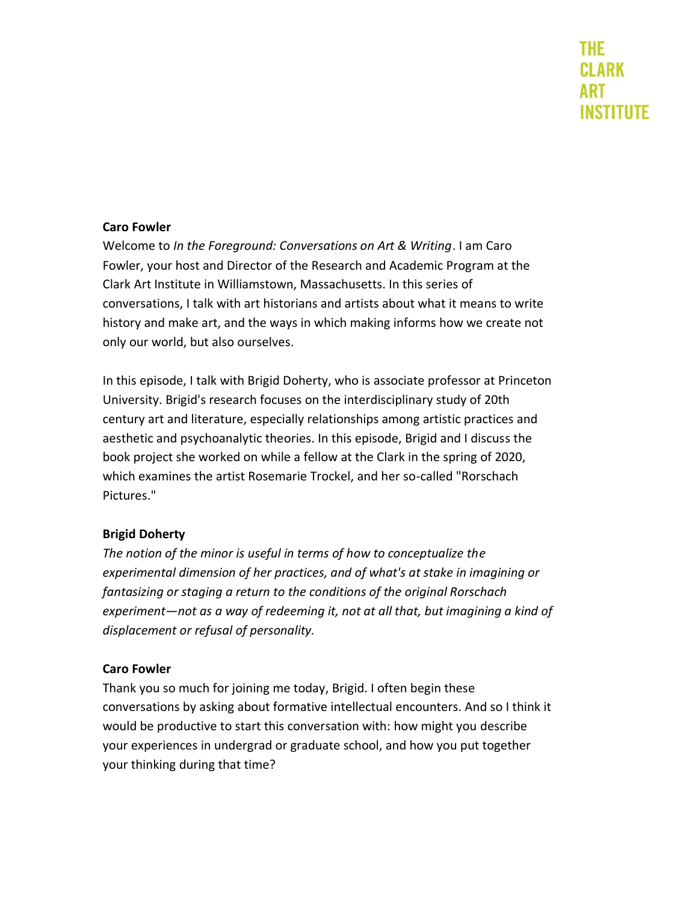**Caro Fowler**

Welcome to *In the Foreground: Conversations on Art & Writing*. I am Caro Fowler, your host and Director of the Research and Academic Program at the Clark Art Institute in Williamstown, Massachusetts. In this series of conversations, I talk with art historians and artists about what it means to write history and make art, and the ways in which making informs how we create not only our world, but also ourselves.

In this episode, I talk with Brigid Doherty, who is associate professor at Princeton University. Brigid's research focuses on the interdisciplinary study of 20th century art and literature, especially relationships among artistic practices and aesthetic and psychoanalytic theories. In this episode, Brigid and I discuss the book project she worked on while a fellow at the Clark in the spring of 2020, which examines the artist Rosemarie Trockel, and her so-called "Rorschach Pictures."

**Brigid Doherty**

*The notion of the minor is useful in terms of how to conceptualize the experimental dimension of her practices, and of what's at stake in imagining or fantasizing or staging a return to the conditions of the original Rorschach experiment—not as a way of redeeming it, not at all that, but imagining a kind of displacement or refusal of personality.*

**Caro Fowler**

Thank you so much for joining me today, Brigid. I often begin these conversations by asking about formative intellectual encounters. And so I think it would be productive to start this conversation with: how might you describe your experiences in undergrad or graduate school, and how you put together your thinking during that time?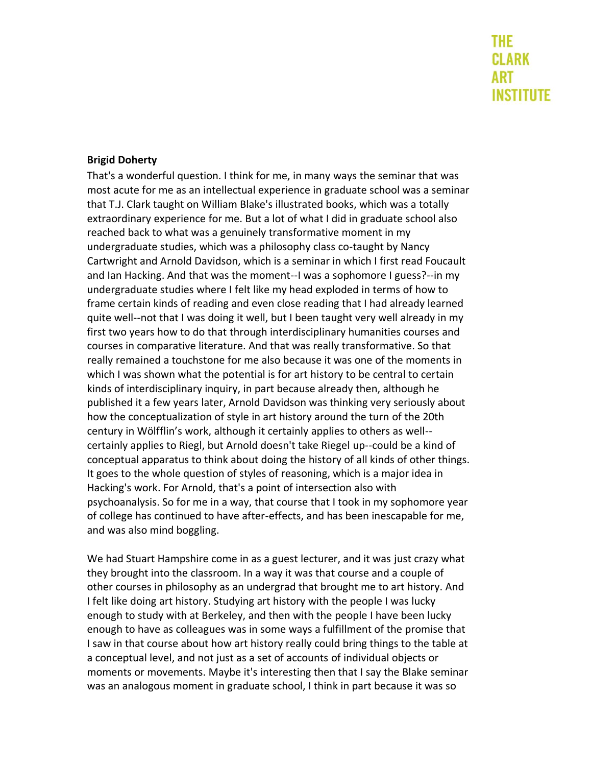**Brigid Doherty**

That's a wonderful question. I think for me, in many ways the seminar that was most acute for me as an intellectual experience in graduate school was a seminar that T.J. Clark taught on William Blake's illustrated books, which was a totally extraordinary experience for me. But a lot of what I did in graduate school also reached back to what was a genuinely transformative moment in my undergraduate studies, which was a philosophy class co-taught by Nancy Cartwright and Arnold Davidson, which is a seminar in which I first read Foucault and Ian Hacking. And that was the moment--I was a sophomore I guess?--in my undergraduate studies where I felt like my head exploded in terms of how to frame certain kinds of reading and even close reading that I had already learned quite well--not that I was doing it well, but I been taught very well already in my first two years how to do that through interdisciplinary humanities courses and courses in comparative literature. And that was really transformative. So that really remained a touchstone for me also because it was one of the moments in which I was shown what the potential is for art history to be central to certain kinds of interdisciplinary inquiry, in part because already then, although he published it a few years later, Arnold Davidson was thinking very seriously about how the conceptualization of style in art history around the turn of the 20th century in Wölfflin's work, although it certainly applies to others as well--certainly applies to Riegl, but Arnold doesn't take Riegel up--could be a kind of conceptual apparatus to think about doing the history of all kinds of other things. It goes to the whole question of styles of reasoning, which is a major idea in Hacking's work. For Arnold, that's a point of intersection also with psychoanalysis. So for me in a way, that course that I took in my sophomore year of college has continued to have after-effects, and has been inescapable for me, and was also mind boggling.

We had Stuart Hampshire come in as a guest lecturer, and it was just crazy what they brought into the classroom. In a way it was that course and a couple of other courses in philosophy as an undergrad that brought me to art history. And I felt like doing art history. Studying art history with the people I was lucky enough to study with at Berkeley, and then with the people I have been lucky enough to have as colleagues was in some ways a fulfillment of the promise that I saw in that course about how art history really could bring things to the table at a conceptual level, and not just as a set of accounts of individual objects or moments or movements. Maybe it's interesting then that I say the Blake seminar was an analogous moment in graduate school, I think in part because it was so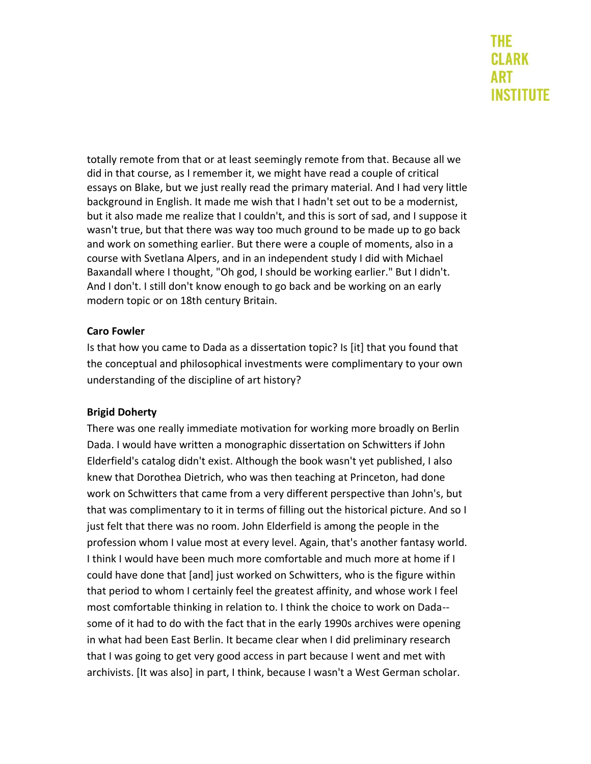totally remote from that or at least seemingly remote from that. Because all we did in that course, as I remember it, we might have read a couple of critical essays on Blake, but we just really read the primary material. And I had very little background in English. It made me wish that I hadn't set out to be a modernist, but it also made me realize that I couldn't, and this is sort of sad, and I suppose it wasn't true, but that there was way too much ground to be made up to go back and work on something earlier. But there were a couple of moments, also in a course with Svetlana Alpers, and in an independent study I did with Michael Baxandall where I thought, "Oh god, I should be working earlier." But I didn't. And I don't. I still don't know enough to go back and be working on an early modern topic or on 18th century Britain.

**Caro Fowler**

Is that how you came to Dada as a dissertation topic? Is [it] that you found that the conceptual and philosophical investments were complimentary to your own understanding of the discipline of art history?

**Brigid Doherty**

There was one really immediate motivation for working more broadly on Berlin Dada. I would have written a monographic dissertation on Schwitters if John Elderfield's catalog didn't exist. Although the book wasn't yet published, I also knew that Dorothea Dietrich, who was then teaching at Princeton, had done work on Schwitters that came from a very different perspective than John's, but that was complimentary to it in terms of filling out the historical picture. And so I just felt that there was no room. John Elderfield is among the people in the profession whom I value most at every level. Again, that's another fantasy world. I think I would have been much more comfortable and much more at home if I could have done that [and] just worked on Schwitters, who is the figure within that period to whom I certainly feel the greatest affinity, and whose work I feel most comfortable thinking in relation to. I think the choice to work on Dada--some of it had to do with the fact that in the early 1990s archives were opening in what had been East Berlin. It became clear when I did preliminary research that I was going to get very good access in part because I went and met with archivists. [It was also] in part, I think, because I wasn't a West German scholar.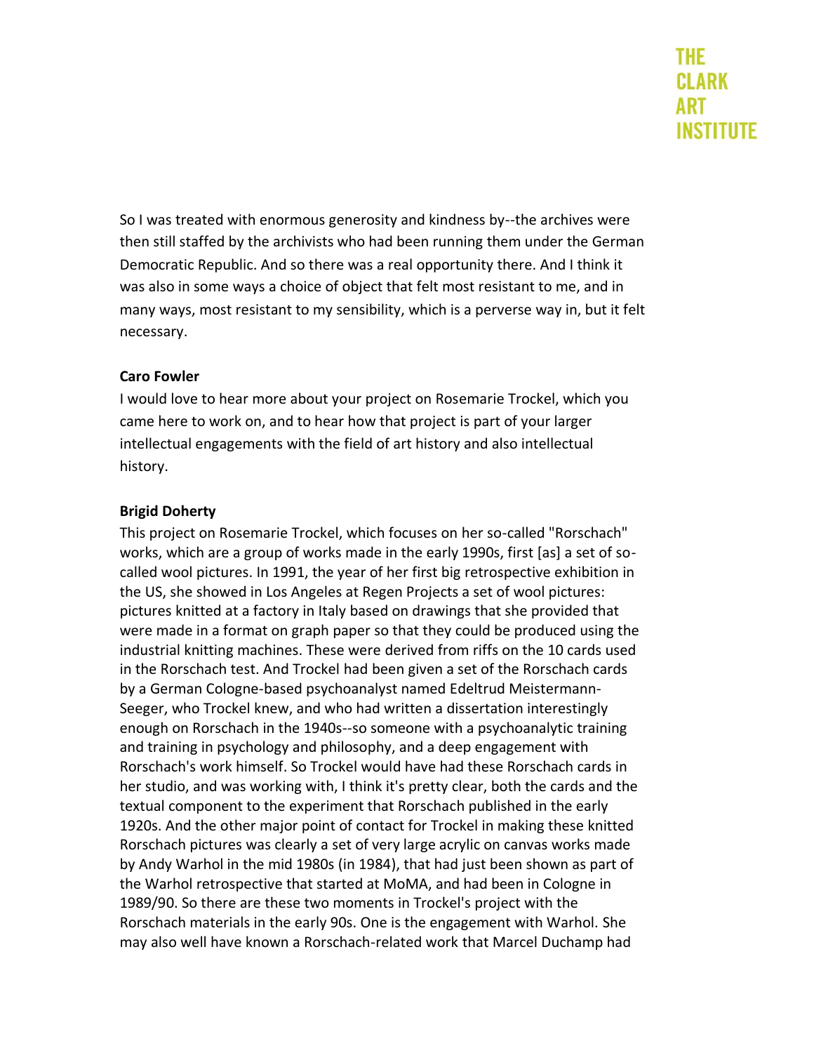So I was treated with enormous generosity and kindness by--the archives were then still staffed by the archivists who had been running them under the German Democratic Republic. And so there was a real opportunity there. And I think it was also in some ways a choice of object that felt most resistant to me, and in many ways, most resistant to my sensibility, which is a perverse way in, but it felt necessary.

**Caro Fowler**

I would love to hear more about your project on Rosemarie Trockel, which you came here to work on, and to hear how that project is part of your larger intellectual engagements with the field of art history and also intellectual history.

**Brigid Doherty**

This project on Rosemarie Trockel, which focuses on her so-called "Rorschach" works, which are a group of works made in the early 1990s, first [as] a set of so-called wool pictures. In 1991, the year of her first big retrospective exhibition in the US, she showed in Los Angeles at Regen Projects a set of wool pictures: pictures knitted at a factory in Italy based on drawings that she provided that were made in a format on graph paper so that they could be produced using the industrial knitting machines. These were derived from riffs on the 10 cards used in the Rorschach test. And Trockel had been given a set of the Rorschach cards by a German Cologne-based psychoanalyst named Edeltrud Meistermann-Seeger, who Trockel knew, and who had written a dissertation interestingly enough on Rorschach in the 1940s--so someone with a psychoanalytic training and training in psychology and philosophy, and a deep engagement with Rorschach's work himself. So Trockel would have had these Rorschach cards in her studio, and was working with, I think it's pretty clear, both the cards and the textual component to the experiment that Rorschach published in the early 1920s. And the other major point of contact for Trockel in making these knitted Rorschach pictures was clearly a set of very large acrylic on canvas works made by Andy Warhol in the mid 1980s (in 1984), that had just been shown as part of the Warhol retrospective that started at MoMA, and had been in Cologne in 1989/90. So there are these two moments in Trockel's project with the Rorschach materials in the early 90s. One is the engagement with Warhol. She may also well have known a Rorschach-related work that Marcel Duchamp had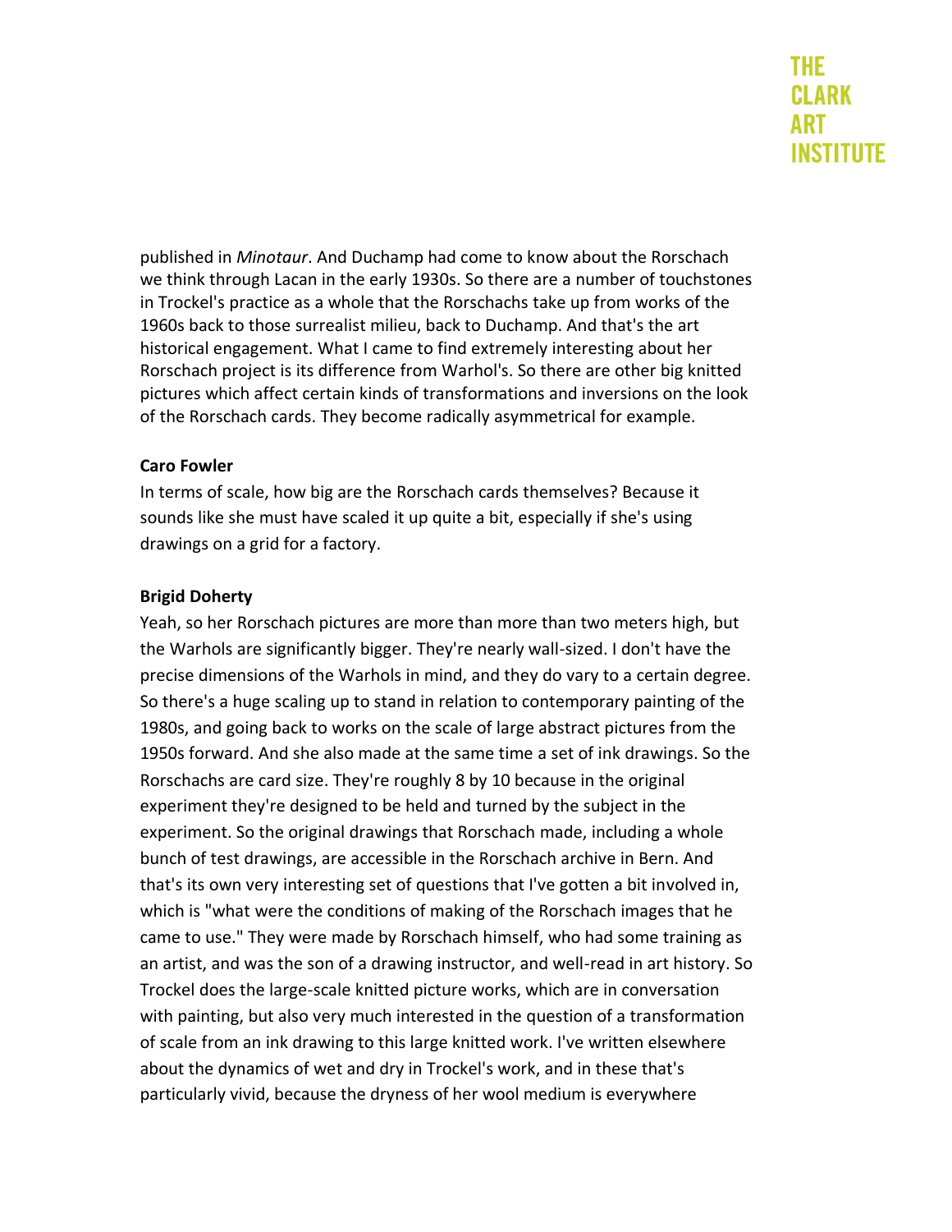published in *Minotaur*. And Duchamp had come to know about the Rorschach we think through Lacan in the early 1930s. So there are a number of touchstones in Trockel's practice as a whole that the Rorschachs take up from works of the 1960s back to those surrealist milieu, back to Duchamp. And that's the art historical engagement. What I came to find extremely interesting about her Rorschach project is its difference from Warhol's. So there are other big knitted pictures which affect certain kinds of transformations and inversions on the look of the Rorschach cards. They become radically asymmetrical for example.

**Caro Fowler**

In terms of scale, how big are the Rorschach cards themselves? Because it sounds like she must have scaled it up quite a bit, especially if she's using drawings on a grid for a factory.

**Brigid Doherty**

Yeah, so her Rorschach pictures are more than more than two meters high, but the Warhols are significantly bigger. They're nearly wall-sized. I don't have the precise dimensions of the Warhols in mind, and they do vary to a certain degree. So there's a huge scaling up to stand in relation to contemporary painting of the 1980s, and going back to works on the scale of large abstract pictures from the 1950s forward. And she also made at the same time a set of ink drawings. So the Rorschachs are card size. They're roughly 8 by 10 because in the original experiment they're designed to be held and turned by the subject in the experiment. So the original drawings that Rorschach made, including a whole bunch of test drawings, are accessible in the Rorschach archive in Bern. And that's its own very interesting set of questions that I've gotten a bit involved in, which is "what were the conditions of making of the Rorschach images that he came to use." They were made by Rorschach himself, who had some training as an artist, and was the son of a drawing instructor, and well-read in art history. So Trockel does the large-scale knitted picture works, which are in conversation with painting, but also very much interested in the question of a transformation of scale from an ink drawing to this large knitted work. I've written elsewhere about the dynamics of wet and dry in Trockel's work, and in these that's particularly vivid, because the dryness of her wool medium is everywhere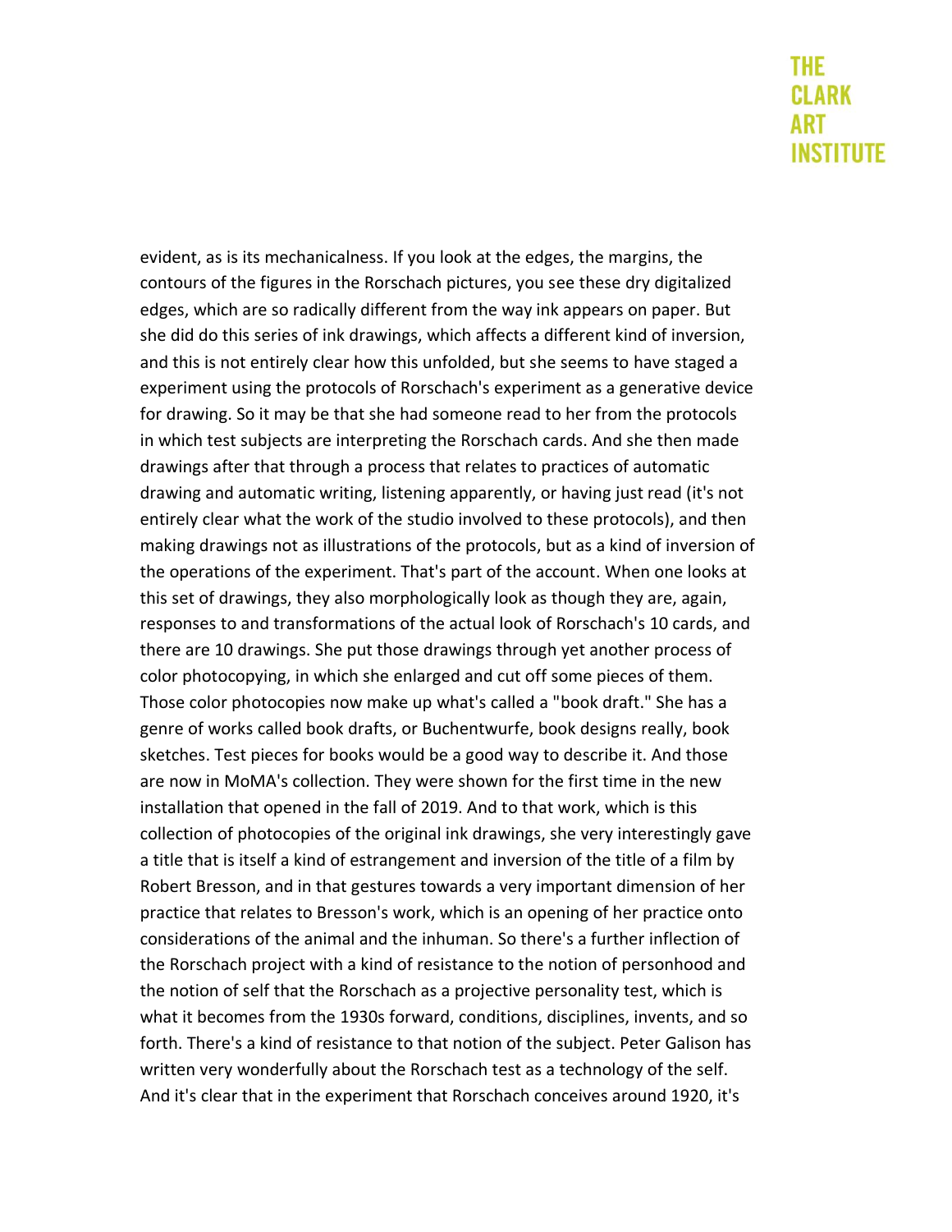evident, as is its mechanicalness. If you look at the edges, the margins, the contours of the figures in the Rorschach pictures, you see these dry digitalized edges, which are so radically different from the way ink appears on paper. But she did do this series of ink drawings, which affects a different kind of inversion, and this is not entirely clear how this unfolded, but she seems to have staged a experiment using the protocols of Rorschach's experiment as a generative device for drawing. So it may be that she had someone read to her from the protocols in which test subjects are interpreting the Rorschach cards. And she then made drawings after that through a process that relates to practices of automatic drawing and automatic writing, listening apparently, or having just read (it's not entirely clear what the work of the studio involved to these protocols), and then making drawings not as illustrations of the protocols, but as a kind of inversion of the operations of the experiment. That's part of the account. When one looks at this set of drawings, they also morphologically look as though they are, again, responses to and transformations of the actual look of Rorschach's 10 cards, and there are 10 drawings. She put those drawings through yet another process of color photocopying, in which she enlarged and cut off some pieces of them. Those color photocopies now make up what's called a "book draft." She has a genre of works called book drafts, or Buchentwurfe, book designs really, book sketches. Test pieces for books would be a good way to describe it. And those are now in MoMA's collection. They were shown for the first time in the new installation that opened in the fall of 2019. And to that work, which is this collection of photocopies of the original ink drawings, she very interestingly gave a title that is itself a kind of estrangement and inversion of the title of a film by Robert Bresson, and in that gestures towards a very important dimension of her practice that relates to Bresson's work, which is an opening of her practice onto considerations of the animal and the inhuman. So there's a further inflection of the Rorschach project with a kind of resistance to the notion of personhood and the notion of self that the Rorschach as a projective personality test, which is what it becomes from the 1930s forward, conditions, disciplines, invents, and so forth. There's a kind of resistance to that notion of the subject. Peter Galison has written very wonderfully about the Rorschach test as a technology of the self. And it's clear that in the experiment that Rorschach conceives around 1920, it's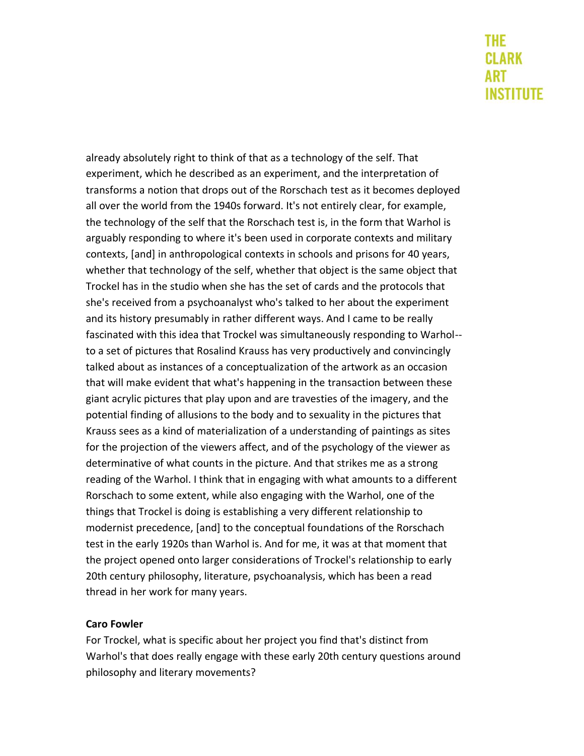already absolutely right to think of that as a technology of the self. That experiment, which he described as an experiment, and the interpretation of transforms a notion that drops out of the Rorschach test as it becomes deployed all over the world from the 1940s forward. It's not entirely clear, for example, the technology of the self that the Rorschach test is, in the form that Warhol is arguably responding to where it's been used in corporate contexts and military contexts, [and] in anthropological contexts in schools and prisons for 40 years, whether that technology of the self, whether that object is the same object that Trockel has in the studio when she has the set of cards and the protocols that she's received from a psychoanalyst who's talked to her about the experiment and its history presumably in rather different ways. And I came to be really fascinated with this idea that Trockel was simultaneously responding to Warhol--to a set of pictures that Rosalind Krauss has very productively and convincingly talked about as instances of a conceptualization of the artwork as an occasion that will make evident that what's happening in the transaction between these giant acrylic pictures that play upon and are travesties of the imagery, and the potential finding of allusions to the body and to sexuality in the pictures that Krauss sees as a kind of materialization of a understanding of paintings as sites for the projection of the viewers affect, and of the psychology of the viewer as determinative of what counts in the picture. And that strikes me as a strong reading of the Warhol. I think that in engaging with what amounts to a different Rorschach to some extent, while also engaging with the Warhol, one of the things that Trockel is doing is establishing a very different relationship to modernist precedence, [and] to the conceptual foundations of the Rorschach test in the early 1920s than Warhol is. And for me, it was at that moment that the project opened onto larger considerations of Trockel's relationship to early 20th century philosophy, literature, psychoanalysis, which has been a read thread in her work for many years.

**Caro Fowler**

For Trockel, what is specific about her project you find that's distinct from Warhol's that does really engage with these early 20th century questions around philosophy and literary movements?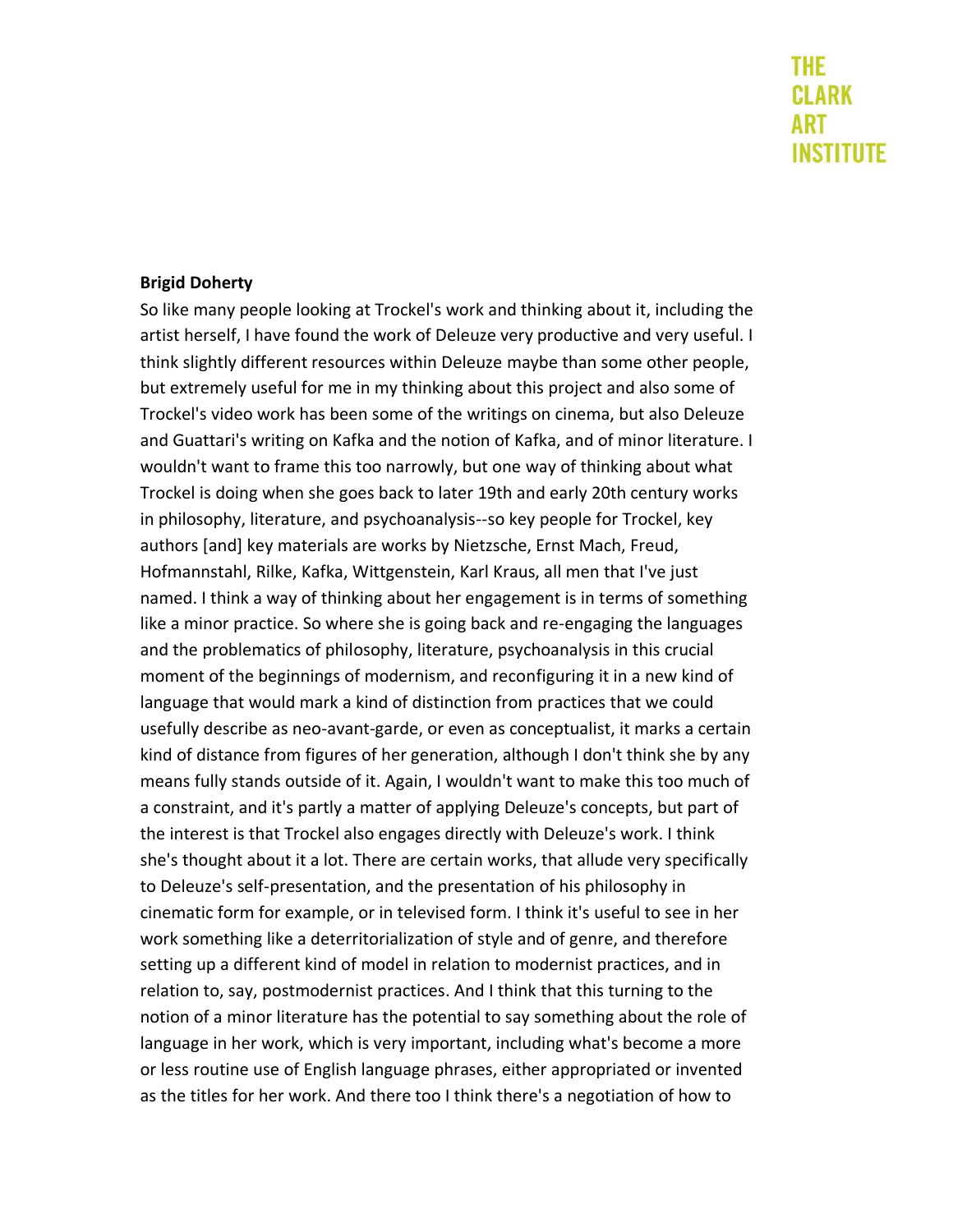**Brigid Doherty**

So like many people looking at Trockel's work and thinking about it, including the artist herself, I have found the work of Deleuze very productive and very useful. I think slightly different resources within Deleuze maybe than some other people, but extremely useful for me in my thinking about this project and also some of Trockel's video work has been some of the writings on cinema, but also Deleuze and Guattari's writing on Kafka and the notion of Kafka, and of minor literature. I wouldn't want to frame this too narrowly, but one way of thinking about what Trockel is doing when she goes back to later 19th and early 20th century works in philosophy, literature, and psychoanalysis--so key people for Trockel, key authors [and] key materials are works by Nietzsche, Ernst Mach, Freud, Hofmannstahl, Rilke, Kafka, Wittgenstein, Karl Kraus, all men that I've just named. I think a way of thinking about her engagement is in terms of something like a minor practice. So where she is going back and re-engaging the languages and the problematics of philosophy, literature, psychoanalysis in this crucial moment of the beginnings of modernism, and reconfiguring it in a new kind of language that would mark a kind of distinction from practices that we could usefully describe as neo-avant-garde, or even as conceptualist, it marks a certain kind of distance from figures of her generation, although I don't think she by any means fully stands outside of it. Again, I wouldn't want to make this too much of a constraint, and it's partly a matter of applying Deleuze's concepts, but part of the interest is that Trockel also engages directly with Deleuze's work. I think she's thought about it a lot. There are certain works, that allude very specifically to Deleuze's self-presentation, and the presentation of his philosophy in cinematic form for example, or in televised form. I think it's useful to see in her work something like a deterritorialization of style and of genre, and therefore setting up a different kind of model in relation to modernist practices, and in relation to, say, postmodernist practices. And I think that this turning to the notion of a minor literature has the potential to say something about the role of language in her work, which is very important, including what's become a more or less routine use of English language phrases, either appropriated or invented as the titles for her work. And there too I think there's a negotiation of how to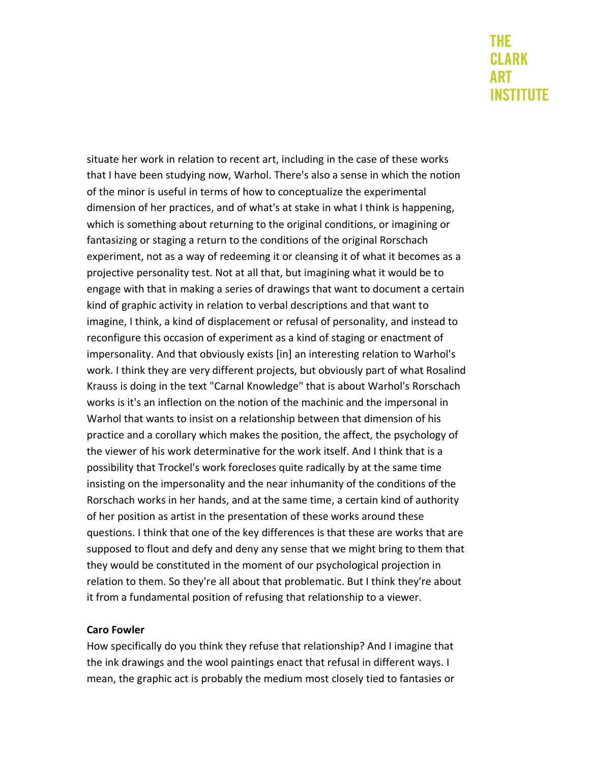situate her work in relation to recent art, including in the case of these works that I have been studying now, Warhol. There's also a sense in which the notion of the minor is useful in terms of how to conceptualize the experimental dimension of her practices, and of what's at stake in what I think is happening, which is something about returning to the original conditions, or imagining or fantasizing or staging a return to the conditions of the original Rorschach experiment, not as a way of redeeming it or cleansing it of what it becomes as a projective personality test. Not at all that, but imagining what it would be to engage with that in making a series of drawings that want to document a certain kind of graphic activity in relation to verbal descriptions and that want to imagine, I think, a kind of displacement or refusal of personality, and instead to reconfigure this occasion of experiment as a kind of staging or enactment of impersonality. And that obviously exists [in] an interesting relation to Warhol's work. I think they are very different projects, but obviously part of what Rosalind Krauss is doing in the text "Carnal Knowledge" that is about Warhol's Rorschach works is it's an inflection on the notion of the machinic and the impersonal in Warhol that wants to insist on a relationship between that dimension of his practice and a corollary which makes the position, the affect, the psychology of the viewer of his work determinative for the work itself. And I think that is a possibility that Trockel's work forecloses quite radically by at the same time insisting on the impersonality and the near inhumanity of the conditions of the Rorschach works in her hands, and at the same time, a certain kind of authority of her position as artist in the presentation of these works around these questions. I think that one of the key differences is that these are works that are supposed to flout and defy and deny any sense that we might bring to them that they would be constituted in the moment of our psychological projection in relation to them. So they're all about that problematic. But I think they're about it from a fundamental position of refusing that relationship to a viewer.

**Caro Fowler**

How specifically do you think they refuse that relationship? And I imagine that the ink drawings and the wool paintings enact that refusal in different ways. I mean, the graphic act is probably the medium most closely tied to fantasies or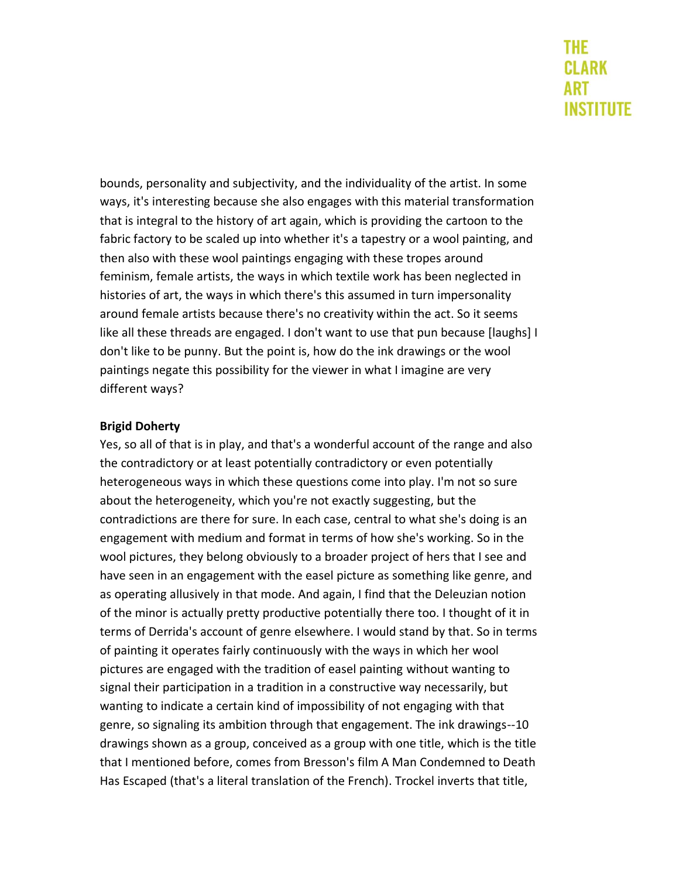bounds, personality and subjectivity, and the individuality of the artist. In some ways, it's interesting because she also engages with this material transformation that is integral to the history of art again, which is providing the cartoon to the fabric factory to be scaled up into whether it's a tapestry or a wool painting, and then also with these wool paintings engaging with these tropes around feminism, female artists, the ways in which textile work has been neglected in histories of art, the ways in which there's this assumed in turn impersonality around female artists because there's no creativity within the act. So it seems like all these threads are engaged. I don't want to use that pun because [laughs] I don't like to be punny. But the point is, how do the ink drawings or the wool paintings negate this possibility for the viewer in what I imagine are very different ways?

**Brigid Doherty**

Yes, so all of that is in play, and that's a wonderful account of the range and also the contradictory or at least potentially contradictory or even potentially heterogeneous ways in which these questions come into play. I'm not so sure about the heterogeneity, which you're not exactly suggesting, but the contradictions are there for sure. In each case, central to what she's doing is an engagement with medium and format in terms of how she's working. So in the wool pictures, they belong obviously to a broader project of hers that I see and have seen in an engagement with the easel picture as something like genre, and as operating allusively in that mode. And again, I find that the Deleuzian notion of the minor is actually pretty productive potentially there too. I thought of it in terms of Derrida's account of genre elsewhere. I would stand by that. So in terms of painting it operates fairly continuously with the ways in which her wool pictures are engaged with the tradition of easel painting without wanting to signal their participation in a tradition in a constructive way necessarily, but wanting to indicate a certain kind of impossibility of not engaging with that genre, so signaling its ambition through that engagement. The ink drawings--10 drawings shown as a group, conceived as a group with one title, which is the title that I mentioned before, comes from Bresson's film A Man Condemned to Death Has Escaped (that's a literal translation of the French). Trockel inverts that title,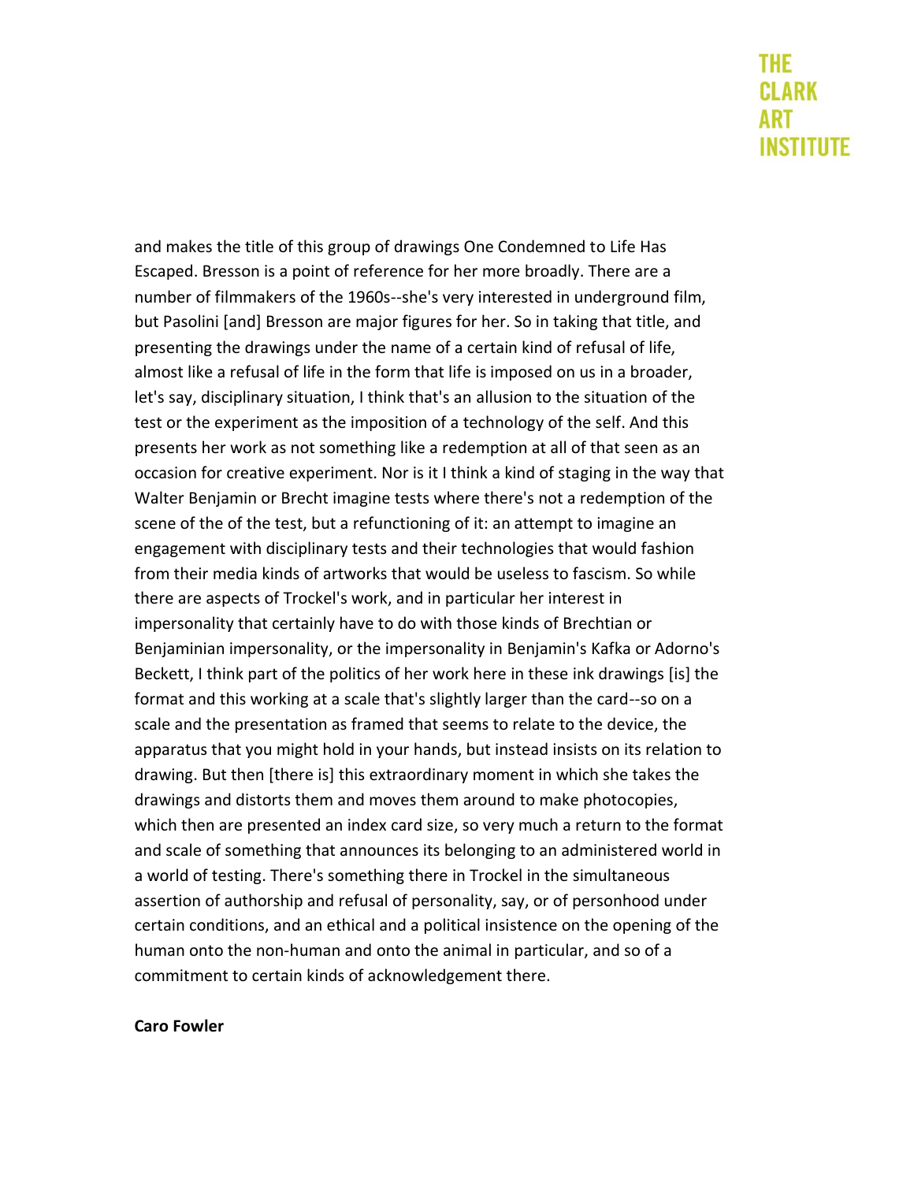and makes the title of this group of drawings One Condemned to Life Has Escaped. Bresson is a point of reference for her more broadly. There are a number of filmmakers of the 1960s--she's very interested in underground film, but Pasolini [and] Bresson are major figures for her. So in taking that title, and presenting the drawings under the name of a certain kind of refusal of life, almost like a refusal of life in the form that life is imposed on us in a broader, let's say, disciplinary situation, I think that's an allusion to the situation of the test or the experiment as the imposition of a technology of the self. And this presents her work as not something like a redemption at all of that seen as an occasion for creative experiment. Nor is it I think a kind of staging in the way that Walter Benjamin or Brecht imagine tests where there's not a redemption of the scene of the of the test, but a refunctioning of it: an attempt to imagine an engagement with disciplinary tests and their technologies that would fashion from their media kinds of artworks that would be useless to fascism. So while there are aspects of Trockel's work, and in particular her interest in impersonality that certainly have to do with those kinds of Brechtian or Benjaminian impersonality, or the impersonality in Benjamin's Kafka or Adorno's Beckett, I think part of the politics of her work here in these ink drawings [is] the format and this working at a scale that's slightly larger than the card--so on a scale and the presentation as framed that seems to relate to the device, the apparatus that you might hold in your hands, but instead insists on its relation to drawing. But then [there is] this extraordinary moment in which she takes the drawings and distorts them and moves them around to make photocopies, which then are presented an index card size, so very much a return to the format and scale of something that announces its belonging to an administered world in a world of testing. There's something there in Trockel in the simultaneous assertion of authorship and refusal of personality, say, or of personhood under certain conditions, and an ethical and a political insistence on the opening of the human onto the non-human and onto the animal in particular, and so of a commitment to certain kinds of acknowledgement there.

**Caro Fowler**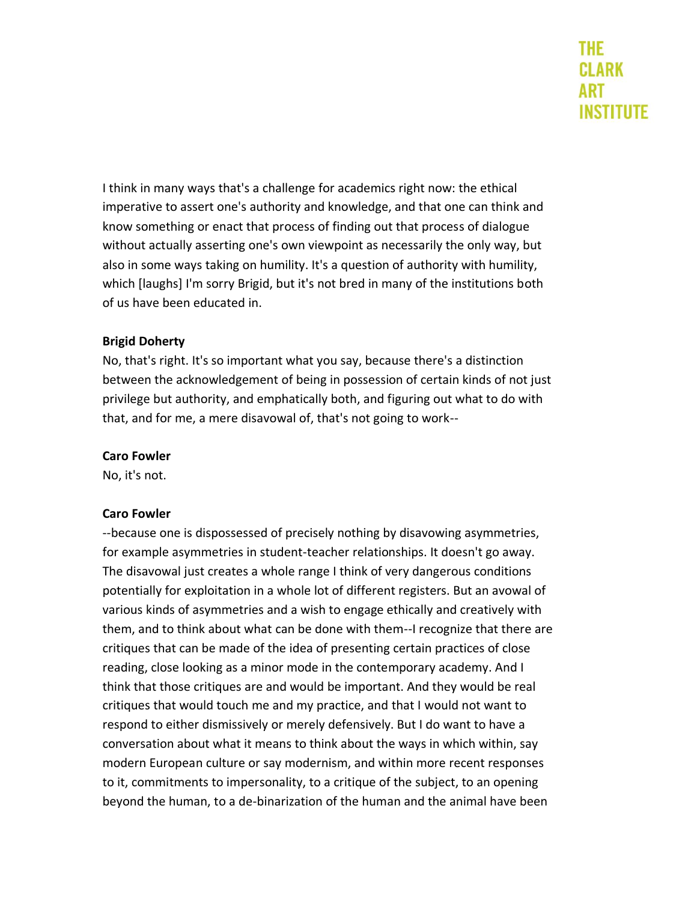I think in many ways that's a challenge for academics right now: the ethical imperative to assert one's authority and knowledge, and that one can think and know something or enact that process of finding out that process of dialogue without actually asserting one's own viewpoint as necessarily the only way, but also in some ways taking on humility. It's a question of authority with humility, which [laughs] I'm sorry Brigid, but it's not bred in many of the institutions both of us have been educated in.

**Brigid Doherty**

No, that's right. It's so important what you say, because there's a distinction between the acknowledgement of being in possession of certain kinds of not just privilege but authority, and emphatically both, and figuring out what to do with that, and for me, a mere disavowal of, that's not going to work--

**Caro Fowler**

No, it's not.

**Caro Fowler**

--because one is dispossessed of precisely nothing by disavowing asymmetries, for example asymmetries in student-teacher relationships. It doesn't go away. The disavowal just creates a whole range I think of very dangerous conditions potentially for exploitation in a whole lot of different registers. But an avowal of various kinds of asymmetries and a wish to engage ethically and creatively with them, and to think about what can be done with them--I recognize that there are critiques that can be made of the idea of presenting certain practices of close reading, close looking as a minor mode in the contemporary academy. And I think that those critiques are and would be important. And they would be real critiques that would touch me and my practice, and that I would not want to respond to either dismissively or merely defensively. But I do want to have a conversation about what it means to think about the ways in which within, say modern European culture or say modernism, and within more recent responses to it, commitments to impersonality, to a critique of the subject, to an opening beyond the human, to a de-binarization of the human and the animal have been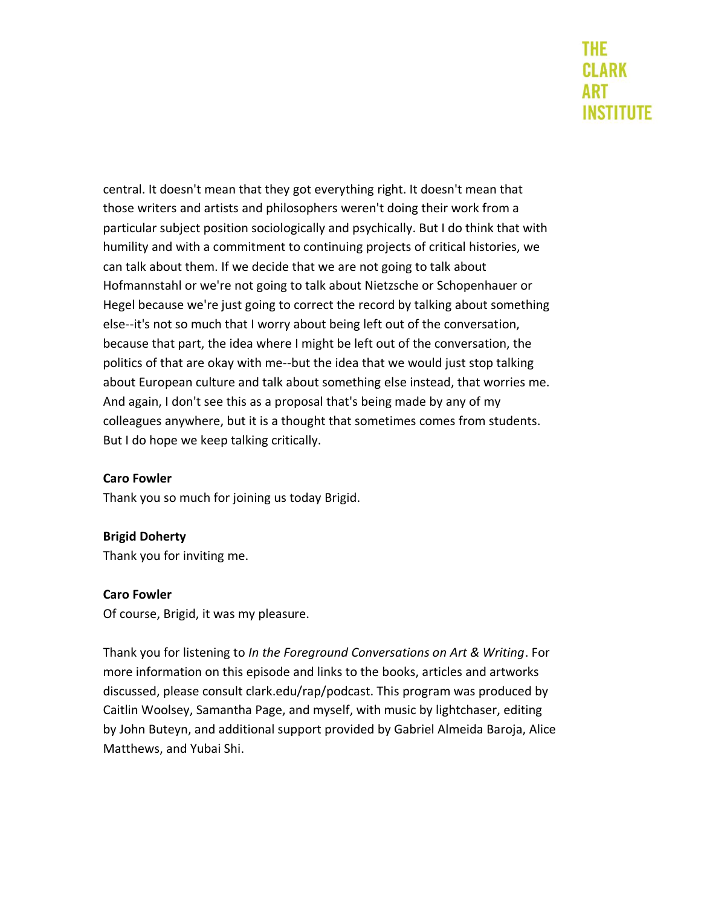central. It doesn't mean that they got everything right. It doesn't mean that those writers and artists and philosophers weren't doing their work from a particular subject position sociologically and psychically. But I do think that with humility and with a commitment to continuing projects of critical histories, we can talk about them. If we decide that we are not going to talk about Hofmannstahl or we're not going to talk about Nietzsche or Schopenhauer or Hegel because we're just going to correct the record by talking about something else--it's not so much that I worry about being left out of the conversation, because that part, the idea where I might be left out of the conversation, the politics of that are okay with me--but the idea that we would just stop talking about European culture and talk about something else instead, that worries me. And again, I don't see this as a proposal that's being made by any of my colleagues anywhere, but it is a thought that sometimes comes from students. But I do hope we keep talking critically.

**Caro Fowler**
Thank you so much for joining us today Brigid.

**Brigid Doherty**
Thank you for inviting me.

**Caro Fowler**
Of course, Brigid, it was my pleasure.

Thank you for listening to *In the Foreground Conversations on Art & Writing*. For more information on this episode and links to the books, articles and artworks discussed, please consult clark.edu/rap/podcast. This program was produced by Caitlin Woolsey, Samantha Page, and myself, with music by lightchaser, editing by John Buteyn, and additional support provided by Gabriel Almeida Baroja, Alice Matthews, and Yubai Shi.